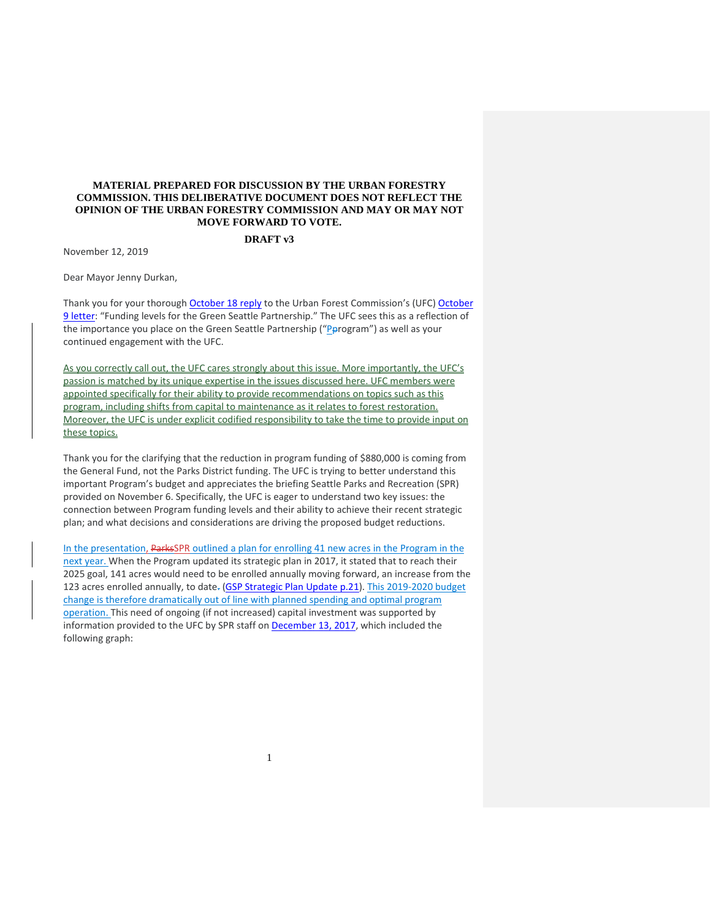**MATERIAL PREPARED FOR DISCUSSION BY THE URBAN FORESTRY COMMISSION. THIS DELIBERATIVE DOCUMENT DOES NOT REFLECT THE OPINION OF THE URBAN FORESTRY COMMISSION AND MAY OR MAY NOT MOVE FORWARD TO VOTE.**

**DRAFT v3**

November 12, 2019

Dear Mayor Jenny Durkan,

Thank you for your thorough October 18 reply to the Urban Forest Commission's (UFC) October 9 letter: "Funding levels for the Green Seattle Partnership." The UFC sees this as a reflection of the importance you place on the Green Seattle Partnership ("Program") as well as your continued engagement with the UFC.

As you correctly call out, the UFC cares strongly about this issue. More importantly, the UFC's passion is matched by its unique expertise in the issues discussed here. UFC members were appointed specifically for their ability to provide recommendations on topics such as this program, including shifts from capital to maintenance as it relates to forest restoration. Moreover, the UFC is under explicit codified responsibility to take the time to provide input on these topics.

Thank you for the clarifying that the reduction in program funding of $880,000 is coming from the General Fund, not the Parks District funding. The UFC is trying to better understand this important Program's budget and appreciates the briefing Seattle Parks and Recreation (SPR) provided on November 6. Specifically, the UFC is eager to understand two key issues: the connection between Program funding levels and their ability to achieve their recent strategic plan; and what decisions and considerations are driving the proposed budget reductions.

In the presentation, SPR outlined a plan for enrolling 41 new acres in the Program in the next year. When the Program updated its strategic plan in 2017, it stated that to reach their 2025 goal, 141 acres would need to be enrolled annually moving forward, an increase from the 123 acres enrolled annually, to date (GSP Strategic Plan Update p.21). This 2019-2020 budget change is therefore dramatically out of line with planned spending and optimal program operation. This need of ongoing (if not increased) capital investment was supported by information provided to the UFC by SPR staff on December 13, 2017, which included the following graph: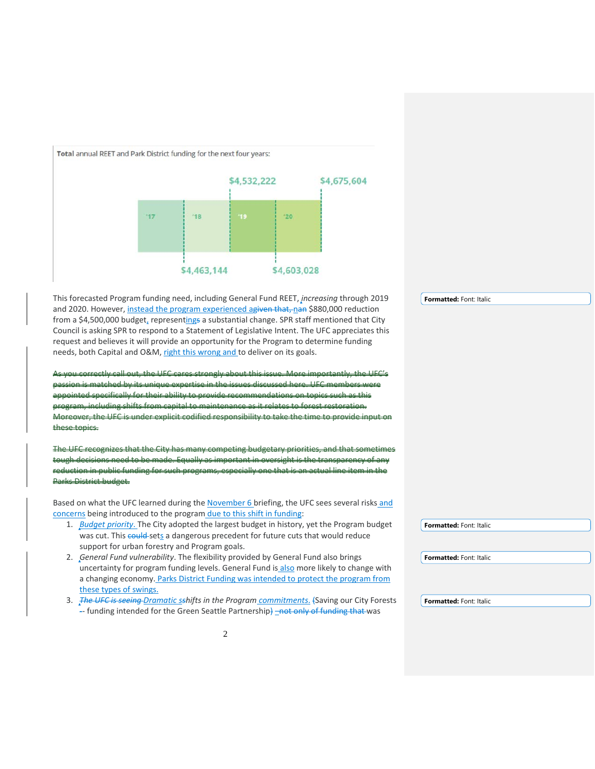Total annual REET and Park District funding for the next four years:

| '17 | '18 | '19 | '20 |
|---|---|---|---|
| $4,463,144 | $4,532,222 | $4,603,028 | $4,675,604 |

This forecasted Program funding need, including General Fund REET, *increasing* through 2019 and 2020. However, instead the program experienced a~~given that,~~ n~~an~~ $880,000 reduction from a $4,500,000 budget, representings a substantial change. SPR staff mentioned that City Council is asking SPR to respond to a Statement of Legislative Intent. The UFC appreciates this request and believes it will provide an opportunity for the Program to determine funding needs, both Capital and O&M, right this wrong and to deliver on its goals.

~~As you correctly call out, the UFC cares strongly about this issue. More importantly, the UFC's passion is matched by its unique expertise in the issues discussed here. UFC members were appointed specifically for their ability to provide recommendations on topics such as this program, including shifts from capital to maintenance as it relates to forest restoration. Moreover, the UFC is under explicit codified responsibility to take the time to provide input on these topics.~~

~~The UFC recognizes that the City has many competing budgetary priorities, and that sometimes tough decisions need to be made. Equally as important in oversight is the transparency of any reduction in public funding for such programs, especially one that is an actual line item in the Parks District budget.~~

Based on what the UFC learned during the November 6 briefing, the UFC sees several risks and concerns being introduced to the program due to this shift in funding:

1. *Budget priority*. The City adopted the largest budget in history, yet the Program budget was cut. This ~~could~~ sets a dangerous precedent for future cuts that would reduce support for urban forestry and Program goals.
2. *General Fund vulnerability*. The flexibility provided by General Fund also brings uncertainty for program funding levels. General Fund is also more likely to change with a changing economy. Parks District Funding was intended to protect the program from these types of swings.
3. ~~*The UFC is seeing*~~ *Dramatic* ~~*s*~~*shifts in the Program* *commitments*. ~~(~~Saving our City Forests ~~-~~- funding intended for the Green Seattle Partnership~~)~~ ~~–not only of funding that~~ was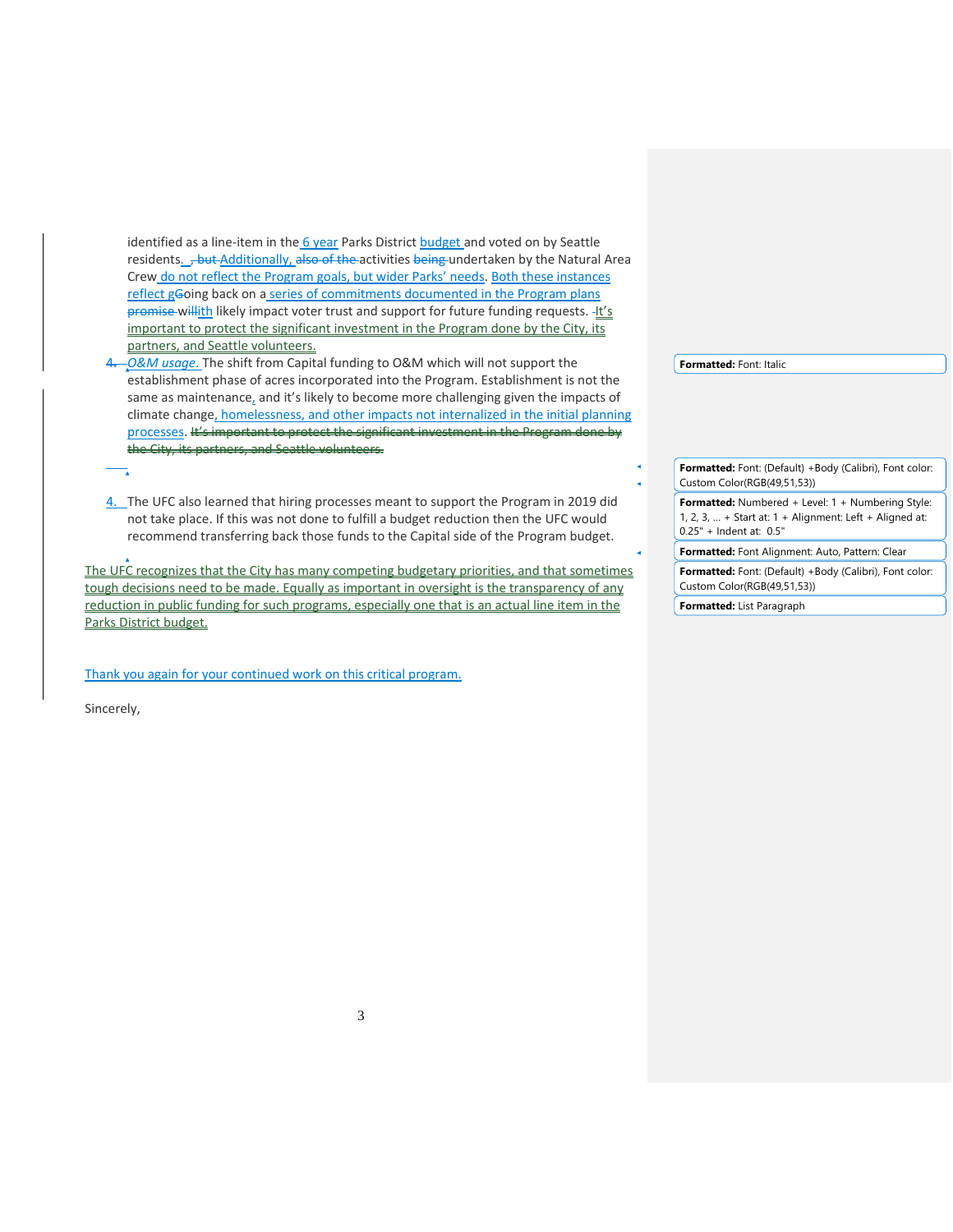identified as a line-item in the 6 year Parks District budget and voted on by Seattle residents. Additionally, activities undertaken by the Natural Area Crew do not reflect the Program goals, but wider Parks' needs. Both these instances reflect going back on a series of commitments documented in the Program plans with likely impact voter trust and support for future funding requests. It's important to protect the significant investment in the Program done by the City, its partners, and Seattle volunteers.

4. *O&M usage.* The shift from Capital funding to O&M which will not support the establishment phase of acres incorporated into the Program. Establishment is not the same as maintenance, and it's likely to become more challenging given the impacts of climate change, homelessness, and other impacts not internalized in the initial planning processes.

4. The UFC also learned that hiring processes meant to support the Program in 2019 did not take place. If this was not done to fulfill a budget reduction then the UFC would recommend transferring back those funds to the Capital side of the Program budget.

The UFC recognizes that the City has many competing budgetary priorities, and that sometimes tough decisions need to be made. Equally as important in oversight is the transparency of any reduction in public funding for such programs, especially one that is an actual line item in the Parks District budget.

Thank you again for your continued work on this critical program.

Sincerely,